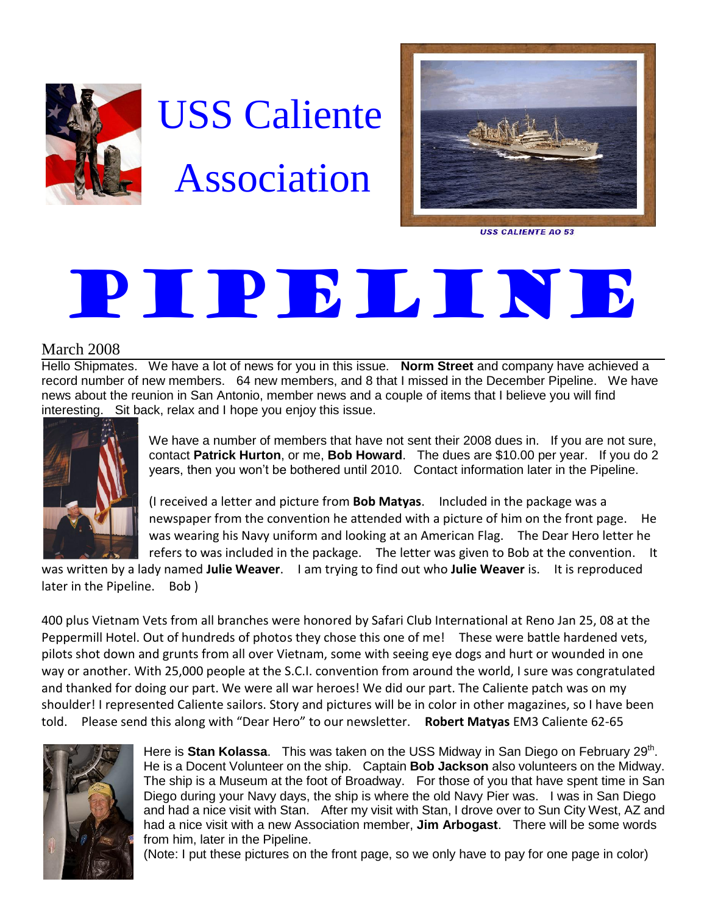# USS Caliente Association

USS CALIENTE AO 53

# PIPELINE

March 2008

Hello Shipmates. We have a lot of news for you in this issue. **Norm Street** and company have achieved a record number of new members. 64 new members, and 8 that I missed in the December Pipeline. We have news about the reunion in San Antonio, member news and a couple of items that I believe you will find interesting. Sit back, relax and I hope you enjoy this issue.

We have a number of members that have not sent their 2008 dues in. If you are not sure, contact **Patrick Hurton**, or me, **Bob Howard**. The dues are $10.00 per year. If you do 2 years, then you won't be bothered until 2010. Contact information later in the Pipeline.

(I received a letter and picture from **Bob Matyas**. Included in the package was a newspaper from the convention he attended with a picture of him on the front page. He was wearing his Navy uniform and looking at an American Flag. The Dear Hero letter he refers to was included in the package. The letter was given to Bob at the convention. It was written by a lady named **Julie Weaver**. I am trying to find out who **Julie Weaver** is. It is reproduced later in the Pipeline. Bob )

400 plus Vietnam Vets from all branches were honored by Safari Club International at Reno Jan 25, 08 at the Peppermill Hotel. Out of hundreds of photos they chose this one of me! These were battle hardened vets, pilots shot down and grunts from all over Vietnam, some with seeing eye dogs and hurt or wounded in one way or another. With 25,000 people at the S.C.I. convention from around the world, I sure was congratulated and thanked for doing our part. We were all war heroes! We did our part. The Caliente patch was on my shoulder! I represented Caliente sailors. Story and pictures will be in color in other magazines, so I have been told. Please send this along with "Dear Hero" to our newsletter. **Robert Matyas** EM3 Caliente 62-65

Here is **Stan Kolassa**. This was taken on the USS Midway in San Diego on February 29th. He is a Docent Volunteer on the ship. Captain **Bob Jackson** also volunteers on the Midway. The ship is a Museum at the foot of Broadway. For those of you that have spent time in San Diego during your Navy days, the ship is where the old Navy Pier was. I was in San Diego and had a nice visit with Stan. After my visit with Stan, I drove over to Sun City West, AZ and had a nice visit with a new Association member, **Jim Arbogast**. There will be some words from him, later in the Pipeline.

(Note: I put these pictures on the front page, so we only have to pay for one page in color)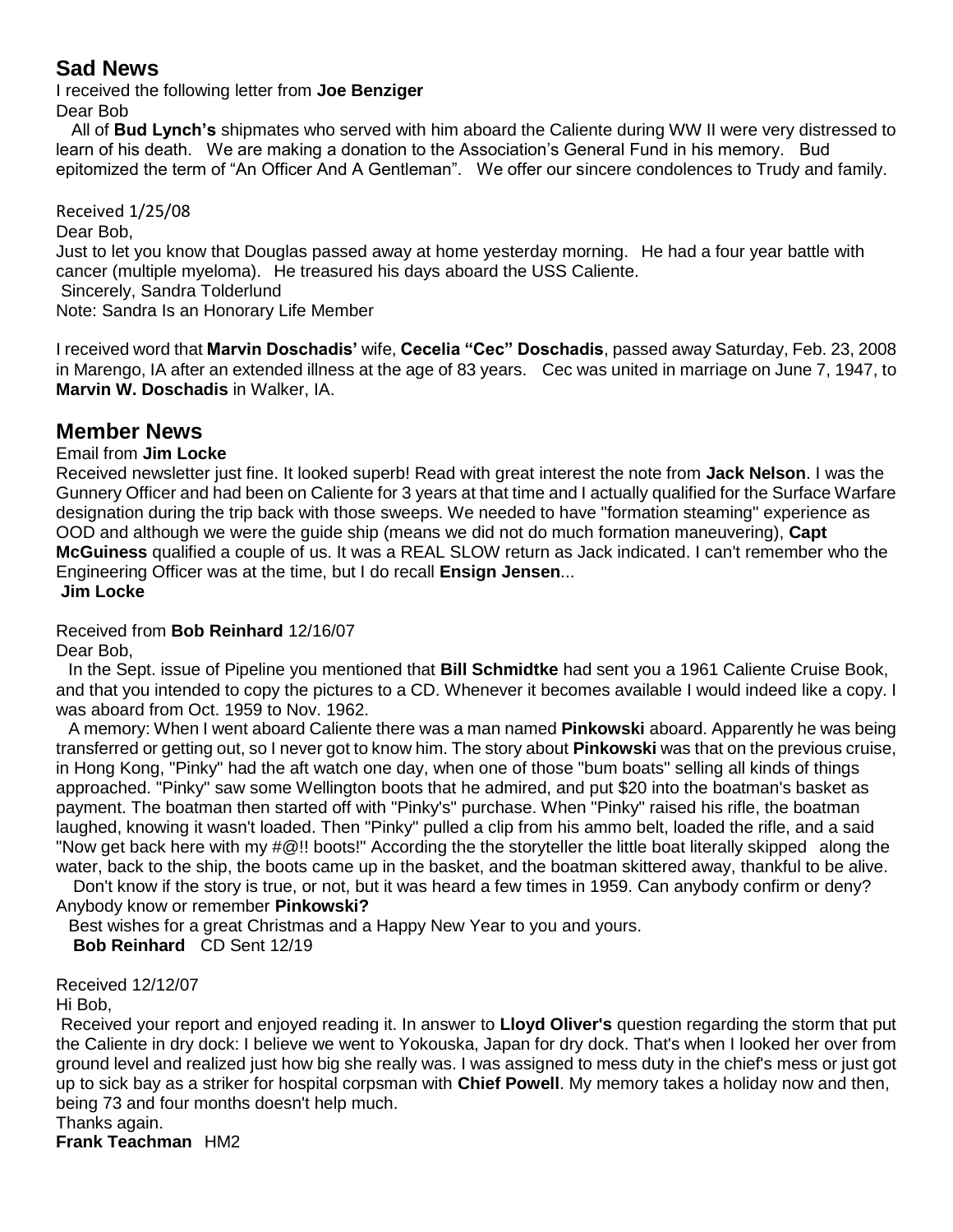## Sad News

I received the following letter from **Joe Benziger**

Dear Bob

All of **Bud Lynch's** shipmates who served with him aboard the Caliente during WW II were very distressed to learn of his death. We are making a donation to the Association's General Fund in his memory. Bud epitomized the term of "An Officer And A Gentleman". We offer our sincere condolences to Trudy and family.

Received 1/25/08

Dear Bob,

Just to let you know that Douglas passed away at home yesterday morning. He had a four year battle with cancer (multiple myeloma). He treasured his days aboard the USS Caliente.

Sincerely, Sandra Tolderlund

Note: Sandra Is an Honorary Life Member

I received word that **Marvin Doschadis'** wife, **Cecelia "Cec" Doschadis**, passed away Saturday, Feb. 23, 2008 in Marengo, IA after an extended illness at the age of 83 years. Cec was united in marriage on June 7, 1947, to **Marvin W. Doschadis** in Walker, IA.

## Member News

Email from **Jim Locke**

Received newsletter just fine. It looked superb! Read with great interest the note from **Jack Nelson**. I was the Gunnery Officer and had been on Caliente for 3 years at that time and I actually qualified for the Surface Warfare designation during the trip back with those sweeps. We needed to have "formation steaming" experience as OOD and although we were the guide ship (means we did not do much formation maneuvering), **Capt McGuiness** qualified a couple of us. It was a REAL SLOW return as Jack indicated. I can't remember who the Engineering Officer was at the time, but I do recall **Ensign Jensen**...

**Jim Locke**

Received from **Bob Reinhard** 12/16/07

Dear Bob,

In the Sept. issue of Pipeline you mentioned that **Bill Schmidtke** had sent you a 1961 Caliente Cruise Book, and that you intended to copy the pictures to a CD. Whenever it becomes available I would indeed like a copy. I was aboard from Oct. 1959 to Nov. 1962.

A memory: When I went aboard Caliente there was a man named **Pinkowski** aboard. Apparently he was being transferred or getting out, so I never got to know him. The story about **Pinkowski** was that on the previous cruise, in Hong Kong, "Pinky" had the aft watch one day, when one of those "bum boats" selling all kinds of things approached. "Pinky" saw some Wellington boots that he admired, and put $20 into the boatman's basket as payment. The boatman then started off with "Pinky's" purchase. When "Pinky" raised his rifle, the boatman laughed, knowing it wasn't loaded. Then "Pinky" pulled a clip from his ammo belt, loaded the rifle, and a said "Now get back here with my #@!! boots!" According the the storyteller the little boat literally skipped along the water, back to the ship, the boots came up in the basket, and the boatman skittered away, thankful to be alive.

Don't know if the story is true, or not, but it was heard a few times in 1959. Can anybody confirm or deny? Anybody know or remember **Pinkowski?**

Best wishes for a great Christmas and a Happy New Year to you and yours.

**Bob Reinhard** CD Sent 12/19

Received 12/12/07

Hi Bob,

Received your report and enjoyed reading it. In answer to **Lloyd Oliver's** question regarding the storm that put the Caliente in dry dock: I believe we went to Yokouska, Japan for dry dock. That's when I looked her over from ground level and realized just how big she really was. I was assigned to mess duty in the chief's mess or just got up to sick bay as a striker for hospital corpsman with **Chief Powell**. My memory takes a holiday now and then, being 73 and four months doesn't help much.

Thanks again.

**Frank Teachman** HM2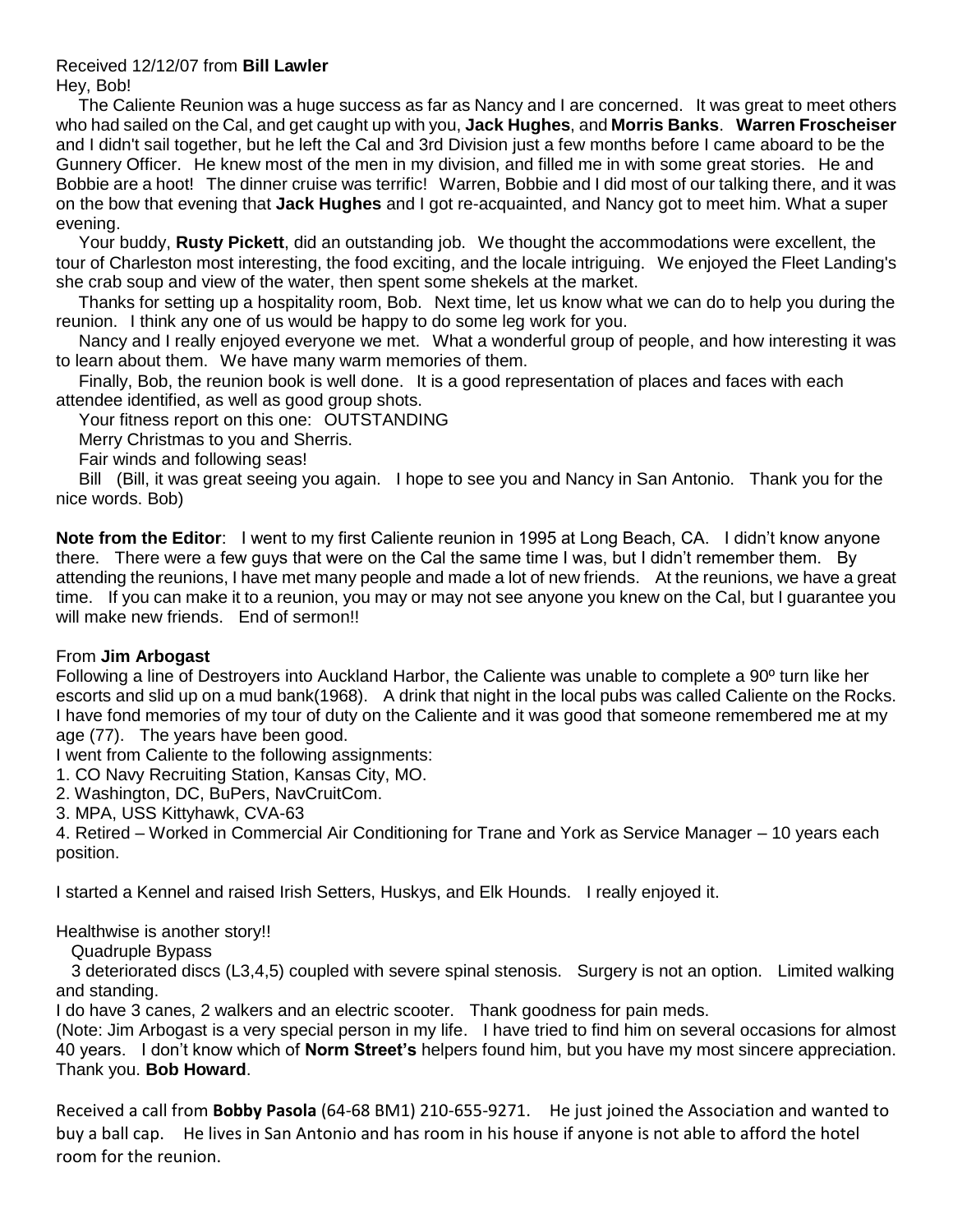Received 12/12/07 from **Bill Lawler**

Hey, Bob!

The Caliente Reunion was a huge success as far as Nancy and I are concerned. It was great to meet others who had sailed on the Cal, and get caught up with you, **Jack Hughes**, and **Morris Banks**. **Warren Froscheiser** and I didn't sail together, but he left the Cal and 3rd Division just a few months before I came aboard to be the Gunnery Officer. He knew most of the men in my division, and filled me in with some great stories. He and Bobbie are a hoot! The dinner cruise was terrific! Warren, Bobbie and I did most of our talking there, and it was on the bow that evening that **Jack Hughes** and I got re-acquainted, and Nancy got to meet him. What a super evening.

Your buddy, **Rusty Pickett**, did an outstanding job. We thought the accommodations were excellent, the tour of Charleston most interesting, the food exciting, and the locale intriguing. We enjoyed the Fleet Landing's she crab soup and view of the water, then spent some shekels at the market.

Thanks for setting up a hospitality room, Bob. Next time, let us know what we can do to help you during the reunion. I think any one of us would be happy to do some leg work for you.

Nancy and I really enjoyed everyone we met. What a wonderful group of people, and how interesting it was to learn about them. We have many warm memories of them.

Finally, Bob, the reunion book is well done. It is a good representation of places and faces with each attendee identified, as well as good group shots.

Your fitness report on this one: OUTSTANDING

Merry Christmas to you and Sherris.

Fair winds and following seas!

Bill (Bill, it was great seeing you again. I hope to see you and Nancy in San Antonio. Thank you for the nice words. Bob)

**Note from the Editor**: I went to my first Caliente reunion in 1995 at Long Beach, CA. I didn't know anyone there. There were a few guys that were on the Cal the same time I was, but I didn't remember them. By attending the reunions, I have met many people and made a lot of new friends. At the reunions, we have a great time. If you can make it to a reunion, you may or may not see anyone you knew on the Cal, but I guarantee you will make new friends. End of sermon!!

From **Jim Arbogast**

Following a line of Destroyers into Auckland Harbor, the Caliente was unable to complete a 90º turn like her escorts and slid up on a mud bank(1968). A drink that night in the local pubs was called Caliente on the Rocks. I have fond memories of my tour of duty on the Caliente and it was good that someone remembered me at my age (77). The years have been good.

I went from Caliente to the following assignments:

1. CO Navy Recruiting Station, Kansas City, MO.
2. Washington, DC, BuPers, NavCruitCom.
3. MPA, USS Kittyhawk, CVA-63
4. Retired – Worked in Commercial Air Conditioning for Trane and York as Service Manager – 10 years each position.

I started a Kennel and raised Irish Setters, Huskys, and Elk Hounds. I really enjoyed it.

Healthwise is another story!!

Quadruple Bypass

3 deteriorated discs (L3,4,5) coupled with severe spinal stenosis. Surgery is not an option. Limited walking and standing.

I do have 3 canes, 2 walkers and an electric scooter. Thank goodness for pain meds.

(Note: Jim Arbogast is a very special person in my life. I have tried to find him on several occasions for almost 40 years. I don't know which of **Norm Street's** helpers found him, but you have my most sincere appreciation. Thank you. **Bob Howard**.

Received a call from **Bobby Pasola** (64-68 BM1) 210-655-9271. He just joined the Association and wanted to buy a ball cap. He lives in San Antonio and has room in his house if anyone is not able to afford the hotel room for the reunion.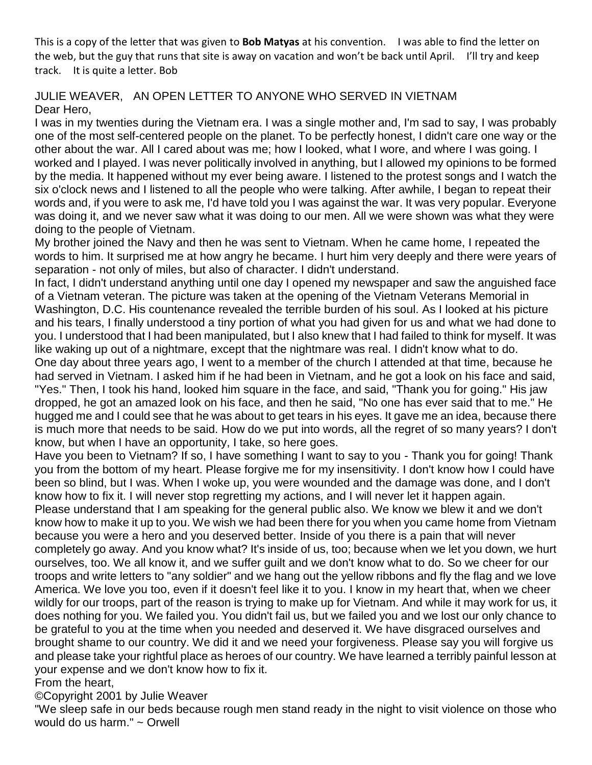This is a copy of the letter that was given to **Bob Matyas** at his convention. I was able to find the letter on the web, but the guy that runs that site is away on vacation and won't be back until April. I'll try and keep track. It is quite a letter. Bob

JULIE WEAVER, AN OPEN LETTER TO ANYONE WHO SERVED IN VIETNAM

Dear Hero,

I was in my twenties during the Vietnam era. I was a single mother and, I'm sad to say, I was probably one of the most self-centered people on the planet. To be perfectly honest, I didn't care one way or the other about the war. All I cared about was me; how I looked, what I wore, and where I was going. I worked and I played. I was never politically involved in anything, but I allowed my opinions to be formed by the media. It happened without my ever being aware. I listened to the protest songs and I watch the six o'clock news and I listened to all the people who were talking. After awhile, I began to repeat their words and, if you were to ask me, I'd have told you I was against the war. It was very popular. Everyone was doing it, and we never saw what it was doing to our men. All we were shown was what they were doing to the people of Vietnam.

My brother joined the Navy and then he was sent to Vietnam. When he came home, I repeated the words to him. It surprised me at how angry he became. I hurt him very deeply and there were years of separation - not only of miles, but also of character. I didn't understand.

In fact, I didn't understand anything until one day I opened my newspaper and saw the anguished face of a Vietnam veteran. The picture was taken at the opening of the Vietnam Veterans Memorial in Washington, D.C. His countenance revealed the terrible burden of his soul. As I looked at his picture and his tears, I finally understood a tiny portion of what you had given for us and what we had done to you. I understood that I had been manipulated, but I also knew that I had failed to think for myself. It was like waking up out of a nightmare, except that the nightmare was real. I didn't know what to do.

One day about three years ago, I went to a member of the church I attended at that time, because he had served in Vietnam. I asked him if he had been in Vietnam, and he got a look on his face and said, "Yes." Then, I took his hand, looked him square in the face, and said, "Thank you for going." His jaw dropped, he got an amazed look on his face, and then he said, "No one has ever said that to me." He hugged me and I could see that he was about to get tears in his eyes. It gave me an idea, because there is much more that needs to be said. How do we put into words, all the regret of so many years? I don't know, but when I have an opportunity, I take, so here goes.

Have you been to Vietnam? If so, I have something I want to say to you - Thank you for going! Thank you from the bottom of my heart. Please forgive me for my insensitivity. I don't know how I could have been so blind, but I was. When I woke up, you were wounded and the damage was done, and I don't know how to fix it. I will never stop regretting my actions, and I will never let it happen again.

Please understand that I am speaking for the general public also. We know we blew it and we don't know how to make it up to you. We wish we had been there for you when you came home from Vietnam because you were a hero and you deserved better. Inside of you there is a pain that will never completely go away. And you know what? It's inside of us, too; because when we let you down, we hurt ourselves, too. We all know it, and we suffer guilt and we don't know what to do. So we cheer for our troops and write letters to "any soldier" and we hang out the yellow ribbons and fly the flag and we love America. We love you too, even if it doesn't feel like it to you. I know in my heart that, when we cheer wildly for our troops, part of the reason is trying to make up for Vietnam. And while it may work for us, it does nothing for you. We failed you. You didn't fail us, but we failed you and we lost our only chance to be grateful to you at the time when you needed and deserved it. We have disgraced ourselves and brought shame to our country. We did it and we need your forgiveness. Please say you will forgive us and please take your rightful place as heroes of our country. We have learned a terribly painful lesson at your expense and we don't know how to fix it.

From the heart,

©Copyright 2001 by Julie Weaver

"We sleep safe in our beds because rough men stand ready in the night to visit violence on those who would do us harm." ~ Orwell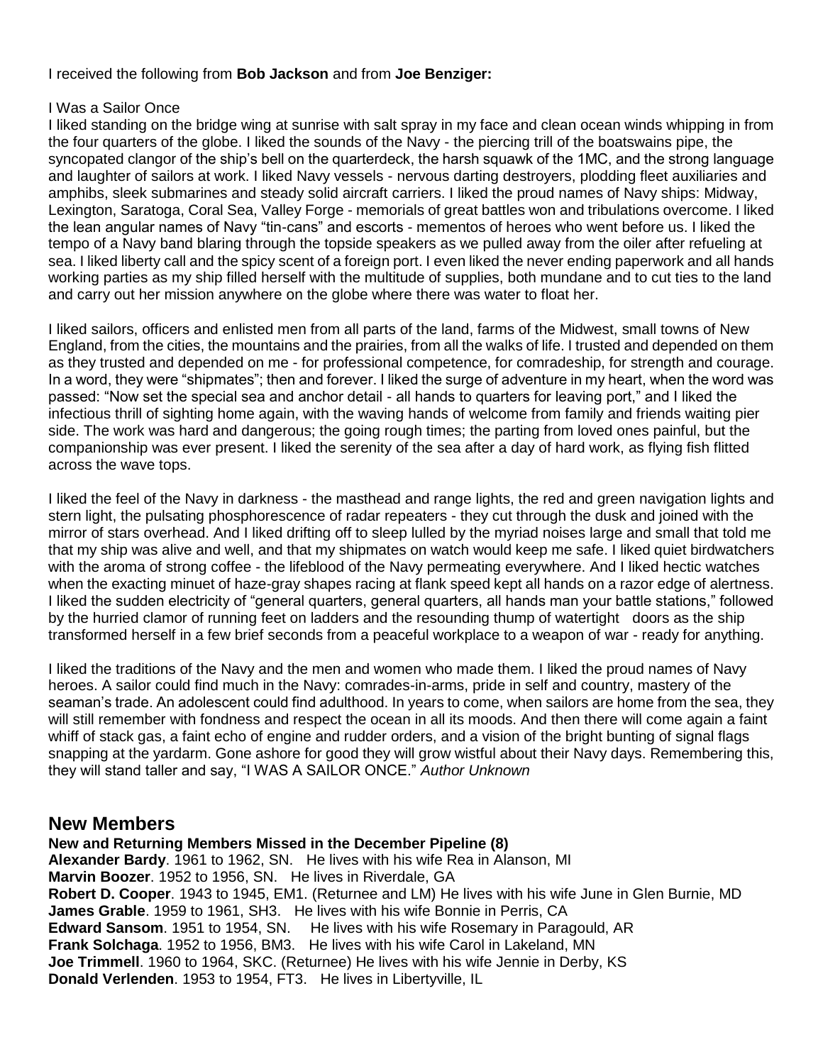I received the following from **Bob Jackson** and from **Joe Benziger:**

I Was a Sailor Once

I liked standing on the bridge wing at sunrise with salt spray in my face and clean ocean winds whipping in from the four quarters of the globe. I liked the sounds of the Navy - the piercing trill of the boatswains pipe, the syncopated clangor of the ship's bell on the quarterdeck, the harsh squawk of the 1MC, and the strong language and laughter of sailors at work. I liked Navy vessels - nervous darting destroyers, plodding fleet auxiliaries and amphibs, sleek submarines and steady solid aircraft carriers. I liked the proud names of Navy ships: Midway, Lexington, Saratoga, Coral Sea, Valley Forge - memorials of great battles won and tribulations overcome. I liked the lean angular names of Navy "tin-cans" and escorts - mementos of heroes who went before us. I liked the tempo of a Navy band blaring through the topside speakers as we pulled away from the oiler after refueling at sea. I liked liberty call and the spicy scent of a foreign port. I even liked the never ending paperwork and all hands working parties as my ship filled herself with the multitude of supplies, both mundane and to cut ties to the land and carry out her mission anywhere on the globe where there was water to float her.

I liked sailors, officers and enlisted men from all parts of the land, farms of the Midwest, small towns of New England, from the cities, the mountains and the prairies, from all the walks of life. I trusted and depended on them as they trusted and depended on me - for professional competence, for comradeship, for strength and courage. In a word, they were "shipmates"; then and forever. I liked the surge of adventure in my heart, when the word was passed: "Now set the special sea and anchor detail - all hands to quarters for leaving port," and I liked the infectious thrill of sighting home again, with the waving hands of welcome from family and friends waiting pier side. The work was hard and dangerous; the going rough times; the parting from loved ones painful, but the companionship was ever present. I liked the serenity of the sea after a day of hard work, as flying fish flitted across the wave tops.

I liked the feel of the Navy in darkness - the masthead and range lights, the red and green navigation lights and stern light, the pulsating phosphorescence of radar repeaters - they cut through the dusk and joined with the mirror of stars overhead. And I liked drifting off to sleep lulled by the myriad noises large and small that told me that my ship was alive and well, and that my shipmates on watch would keep me safe. I liked quiet birdwatchers with the aroma of strong coffee - the lifeblood of the Navy permeating everywhere. And I liked hectic watches when the exacting minuet of haze-gray shapes racing at flank speed kept all hands on a razor edge of alertness. I liked the sudden electricity of "general quarters, general quarters, all hands man your battle stations," followed by the hurried clamor of running feet on ladders and the resounding thump of watertight doors as the ship transformed herself in a few brief seconds from a peaceful workplace to a weapon of war - ready for anything.

I liked the traditions of the Navy and the men and women who made them. I liked the proud names of Navy heroes. A sailor could find much in the Navy: comrades-in-arms, pride in self and country, mastery of the seaman's trade. An adolescent could find adulthood. In years to come, when sailors are home from the sea, they will still remember with fondness and respect the ocean in all its moods. And then there will come again a faint whiff of stack gas, a faint echo of engine and rudder orders, and a vision of the bright bunting of signal flags snapping at the yardarm. Gone ashore for good they will grow wistful about their Navy days. Remembering this, they will stand taller and say, "I WAS A SAILOR ONCE." *Author Unknown*

## New Members

**New and Returning Members Missed in the December Pipeline (8)**

**Alexander Bardy**. 1961 to 1962, SN. He lives with his wife Rea in Alanson, MI

**Marvin Boozer**. 1952 to 1956, SN. He lives in Riverdale, GA

**Robert D. Cooper**. 1943 to 1945, EM1. (Returnee and LM) He lives with his wife June in Glen Burnie, MD

**James Grable**. 1959 to 1961, SH3. He lives with his wife Bonnie in Perris, CA

**Edward Sansom**. 1951 to 1954, SN. He lives with his wife Rosemary in Paragould, AR

**Frank Solchaga**. 1952 to 1956, BM3. He lives with his wife Carol in Lakeland, MN

**Joe Trimmell**. 1960 to 1964, SKC. (Returnee) He lives with his wife Jennie in Derby, KS

**Donald Verlenden**. 1953 to 1954, FT3. He lives in Libertyville, IL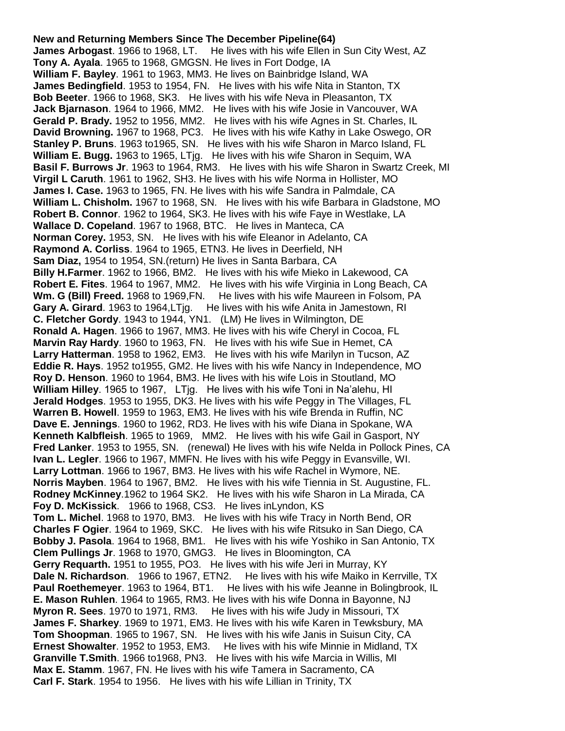**New and Returning Members Since The December Pipeline(64)**

**James Arbogast**. 1966 to 1968, LT. He lives with his wife Ellen in Sun City West, AZ
**Tony A. Ayala**. 1965 to 1968, GMGSN. He lives in Fort Dodge, IA
**William F. Bayley**. 1961 to 1963, MM3. He lives on Bainbridge Island, WA
**James Bedingfield**. 1953 to 1954, FN. He lives with his wife Nita in Stanton, TX
**Bob Beeter**. 1966 to 1968, SK3. He lives with his wife Neva in Pleasanton, TX
**Jack Bjarnason**. 1964 to 1966, MM2. He lives with his wife Josie in Vancouver, WA
**Gerald P. Brady.** 1952 to 1956, MM2. He lives with his wife Agnes in St. Charles, IL
**David Browning.** 1967 to 1968, PC3. He lives with his wife Kathy in Lake Oswego, OR
**Stanley P. Bruns**. 1963 to1965, SN. He lives with his wife Sharon in Marco Island, FL
**William E. Bugg.** 1963 to 1965, LTjg. He lives with his wife Sharon in Sequim, WA
**Basil F. Burrows Jr**. 1963 to 1964, RM3. He lives with his wife Sharon in Swartz Creek, MI
**Virgil L Caruth**. 1961 to 1962, SH3. He lives with his wife Norma in Hollister, MO
**James I. Case.** 1963 to 1965, FN. He lives with his wife Sandra in Palmdale, CA
**William L. Chisholm.** 1967 to 1968, SN. He lives with his wife Barbara in Gladstone, MO
**Robert B. Connor**. 1962 to 1964, SK3. He lives with his wife Faye in Westlake, LA
**Wallace D. Copeland**. 1967 to 1968, BTC. He lives in Manteca, CA
**Norman Corey.** 1953, SN. He lives with his wife Eleanor in Adelanto, CA
**Raymond A. Corliss**. 1964 to 1965, ETN3. He lives in Deerfield, NH
**Sam Diaz,** 1954 to 1954, SN.(return) He lives in Santa Barbara, CA
**Billy H.Farmer**. 1962 to 1966, BM2. He lives with his wife Mieko in Lakewood, CA
**Robert E. Fites**. 1964 to 1967, MM2. He lives with his wife Virginia in Long Beach, CA
**Wm. G (Bill) Freed.** 1968 to 1969,FN. He lives with his wife Maureen in Folsom, PA
**Gary A. Girard**. 1963 to 1964,LTjg. He lives with his wife Anita in Jamestown, RI
**C. Fletcher Gordy**. 1943 to 1944, YN1. (LM) He lives in Wilmington, DE
**Ronald A. Hagen**. 1966 to 1967, MM3. He lives with his wife Cheryl in Cocoa, FL
**Marvin Ray Hardy**. 1960 to 1963, FN. He lives with his wife Sue in Hemet, CA
**Larry Hatterman**. 1958 to 1962, EM3. He lives with his wife Marilyn in Tucson, AZ
**Eddie R. Hays**. 1952 to1955, GM2. He lives with his wife Nancy in Independence, MO
**Roy D. Henson**. 1960 to 1964, BM3. He lives with his wife Lois in Stoutland, MO
**William Hilley**. 1965 to 1967, LTjg. He lives with his wife Toni in Na'alehu, HI
**Jerald Hodges**. 1953 to 1955, DK3. He lives with his wife Peggy in The Villages, FL
**Warren B. Howell**. 1959 to 1963, EM3. He lives with his wife Brenda in Ruffin, NC
**Dave E. Jennings**. 1960 to 1962, RD3. He lives with his wife Diana in Spokane, WA
**Kenneth Kalbfleish**. 1965 to 1969, MM2. He lives with his wife Gail in Gasport, NY
**Fred Lanker**. 1953 to 1955, SN. (renewal) He lives with his wife Nelda in Pollock Pines, CA
**Ivan L. Legler**. 1966 to 1967, MMFN. He lives with his wife Peggy in Evansville, WI.
**Larry Lottman**. 1966 to 1967, BM3. He lives with his wife Rachel in Wymore, NE.
**Norris Mayben**. 1964 to 1967, BM2. He lives with his wife Tiennia in St. Augustine, FL.
**Rodney McKinney**.1962 to 1964 SK2. He lives with his wife Sharon in La Mirada, CA
**Foy D. McKissick**. 1966 to 1968, CS3. He lives inLyndon, KS
**Tom L. Michel**. 1968 to 1970, BM3. He lives with his wife Tracy in North Bend, OR
**Charles F Ogier**. 1964 to 1969, SKC. He lives with his wife Ritsuko in San Diego, CA
**Bobby J. Pasola**. 1964 to 1968, BM1. He lives with his wife Yoshiko in San Antonio, TX
**Clem Pullings Jr**. 1968 to 1970, GMG3. He lives in Bloomington, CA
**Gerry Requarth.** 1951 to 1955, PO3. He lives with his wife Jeri in Murray, KY
**Dale N. Richardson**. 1966 to 1967, ETN2. He lives with his wife Maiko in Kerrville, TX
**Paul Roethemeyer**. 1963 to 1964, BT1. He lives with his wife Jeanne in Bolingbrook, IL
**E. Mason Ruhlen**. 1964 to 1965, RM3. He lives with his wife Donna in Bayonne, NJ
**Myron R. Sees**. 1970 to 1971, RM3. He lives with his wife Judy in Missouri, TX
**James F. Sharkey**. 1969 to 1971, EM3. He lives with his wife Karen in Tewksbury, MA
**Tom Shoopman**. 1965 to 1967, SN. He lives with his wife Janis in Suisun City, CA
**Ernest Showalter**. 1952 to 1953, EM3. He lives with his wife Minnie in Midland, TX
**Granville T.Smith**. 1966 to1968, PN3. He lives with his wife Marcia in Willis, MI
**Max E. Stamm**. 1967, FN. He lives with his wife Tamera in Sacramento, CA
**Carl F. Stark**. 1954 to 1956. He lives with his wife Lillian in Trinity, TX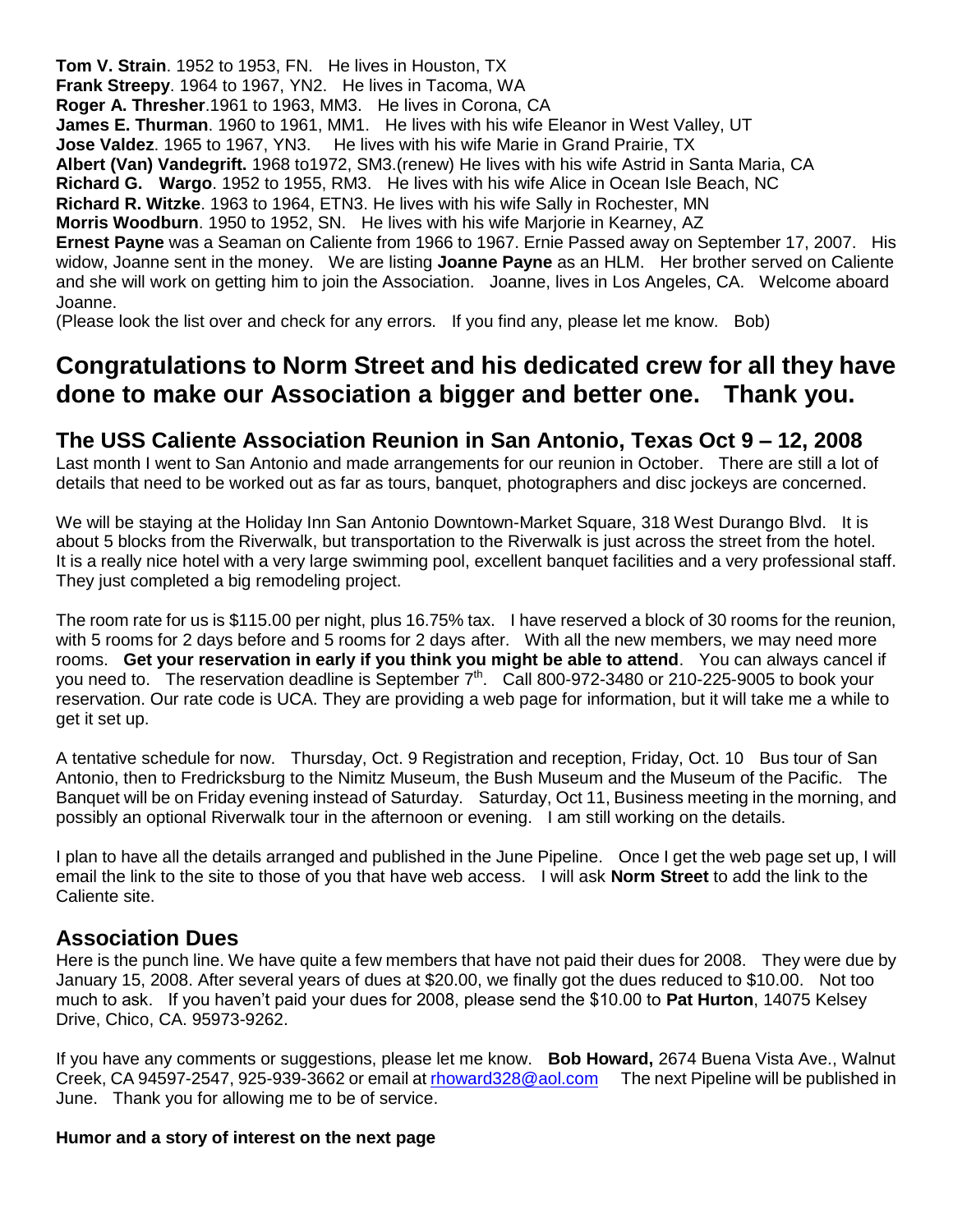**Tom V. Strain**. 1952 to 1953, FN. He lives in Houston, TX
**Frank Streepy**. 1964 to 1967, YN2. He lives in Tacoma, WA
**Roger A. Thresher**.1961 to 1963, MM3. He lives in Corona, CA
**James E. Thurman**. 1960 to 1961, MM1. He lives with his wife Eleanor in West Valley, UT
**Jose Valdez**. 1965 to 1967, YN3. He lives with his wife Marie in Grand Prairie, TX
**Albert (Van) Vandegrift.** 1968 to1972, SM3.(renew) He lives with his wife Astrid in Santa Maria, CA
**Richard G. Wargo**. 1952 to 1955, RM3. He lives with his wife Alice in Ocean Isle Beach, NC
**Richard R. Witzke**. 1963 to 1964, ETN3. He lives with his wife Sally in Rochester, MN
**Morris Woodburn**. 1950 to 1952, SN. He lives with his wife Marjorie in Kearney, AZ
**Ernest Payne** was a Seaman on Caliente from 1966 to 1967. Ernie Passed away on September 17, 2007. His widow, Joanne sent in the money. We are listing **Joanne Payne** as an HLM. Her brother served on Caliente and she will work on getting him to join the Association. Joanne, lives in Los Angeles, CA. Welcome aboard Joanne.
(Please look the list over and check for any errors. If you find any, please let me know. Bob)

# Congratulations to Norm Street and his dedicated crew for all they have done to make our Association a bigger and better one. Thank you.

## The USS Caliente Association Reunion in San Antonio, Texas Oct 9 – 12, 2008

Last month I went to San Antonio and made arrangements for our reunion in October. There are still a lot of details that need to be worked out as far as tours, banquet, photographers and disc jockeys are concerned.

We will be staying at the Holiday Inn San Antonio Downtown-Market Square, 318 West Durango Blvd. It is about 5 blocks from the Riverwalk, but transportation to the Riverwalk is just across the street from the hotel. It is a really nice hotel with a very large swimming pool, excellent banquet facilities and a very professional staff. They just completed a big remodeling project.

The room rate for us is $115.00 per night, plus 16.75% tax. I have reserved a block of 30 rooms for the reunion, with 5 rooms for 2 days before and 5 rooms for 2 days after. With all the new members, we may need more rooms. **Get your reservation in early if you think you might be able to attend**. You can always cancel if you need to. The reservation deadline is September 7th. Call 800-972-3480 or 210-225-9005 to book your reservation. Our rate code is UCA. They are providing a web page for information, but it will take me a while to get it set up.

A tentative schedule for now. Thursday, Oct. 9 Registration and reception, Friday, Oct. 10 Bus tour of San Antonio, then to Fredricksburg to the Nimitz Museum, the Bush Museum and the Museum of the Pacific. The Banquet will be on Friday evening instead of Saturday. Saturday, Oct 11, Business meeting in the morning, and possibly an optional Riverwalk tour in the afternoon or evening. I am still working on the details.

I plan to have all the details arranged and published in the June Pipeline. Once I get the web page set up, I will email the link to the site to those of you that have web access. I will ask **Norm Street** to add the link to the Caliente site.

## Association Dues

Here is the punch line. We have quite a few members that have not paid their dues for 2008. They were due by January 15, 2008. After several years of dues at $20.00, we finally got the dues reduced to $10.00. Not too much to ask. If you haven't paid your dues for 2008, please send the $10.00 to **Pat Hurton**, 14075 Kelsey Drive, Chico, CA. 95973-9262.

If you have any comments or suggestions, please let me know. **Bob Howard,** 2674 Buena Vista Ave., Walnut Creek, CA 94597-2547, 925-939-3662 or email at rhoward328@aol.com The next Pipeline will be published in June. Thank you for allowing me to be of service.

**Humor and a story of interest on the next page**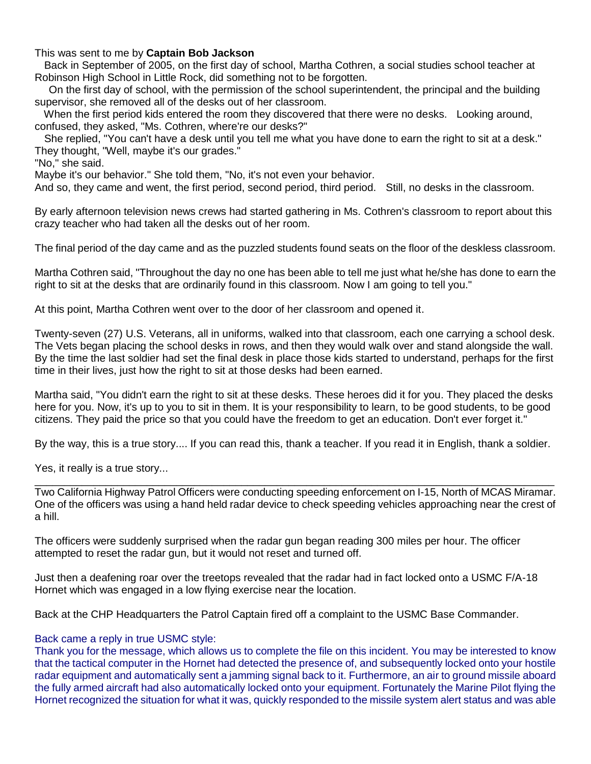This was sent to me by **Captain Bob Jackson**

Back in September of 2005, on the first day of school, Martha Cothren, a social studies school teacher at Robinson High School in Little Rock, did something not to be forgotten.

On the first day of school, with the permission of the school superintendent, the principal and the building supervisor, she removed all of the desks out of her classroom.

When the first period kids entered the room they discovered that there were no desks. Looking around, confused, they asked, "Ms. Cothren, where're our desks?"

She replied, "You can't have a desk until you tell me what you have done to earn the right to sit at a desk." They thought, "Well, maybe it's our grades."

"No," she said.

Maybe it's our behavior." She told them, "No, it's not even your behavior.

And so, they came and went, the first period, second period, third period. Still, no desks in the classroom.

By early afternoon television news crews had started gathering in Ms. Cothren's classroom to report about this crazy teacher who had taken all the desks out of her room.

The final period of the day came and as the puzzled students found seats on the floor of the deskless classroom.

Martha Cothren said, "Throughout the day no one has been able to tell me just what he/she has done to earn the right to sit at the desks that are ordinarily found in this classroom. Now I am going to tell you."

At this point, Martha Cothren went over to the door of her classroom and opened it.

Twenty-seven (27) U.S. Veterans, all in uniforms, walked into that classroom, each one carrying a school desk. The Vets began placing the school desks in rows, and then they would walk over and stand alongside the wall. By the time the last soldier had set the final desk in place those kids started to understand, perhaps for the first time in their lives, just how the right to sit at those desks had been earned.

Martha said, "You didn't earn the right to sit at these desks. These heroes did it for you. They placed the desks here for you. Now, it's up to you to sit in them. It is your responsibility to learn, to be good students, to be good citizens. They paid the price so that you could have the freedom to get an education. Don't ever forget it."

By the way, this is a true story.... If you can read this, thank a teacher. If you read it in English, thank a soldier.

Yes, it really is a true story...

---

Two California Highway Patrol Officers were conducting speeding enforcement on I-15, North of MCAS Miramar. One of the officers was using a hand held radar device to check speeding vehicles approaching near the crest of a hill.

The officers were suddenly surprised when the radar gun began reading 300 miles per hour. The officer attempted to reset the radar gun, but it would not reset and turned off.

Just then a deafening roar over the treetops revealed that the radar had in fact locked onto a USMC F/A-18 Hornet which was engaged in a low flying exercise near the location.

Back at the CHP Headquarters the Patrol Captain fired off a complaint to the USMC Base Commander.

Back came a reply in true USMC style:

Thank you for the message, which allows us to complete the file on this incident. You may be interested to know that the tactical computer in the Hornet had detected the presence of, and subsequently locked onto your hostile radar equipment and automatically sent a jamming signal back to it. Furthermore, an air to ground missile aboard the fully armed aircraft had also automatically locked onto your equipment. Fortunately the Marine Pilot flying the Hornet recognized the situation for what it was, quickly responded to the missile system alert status and was able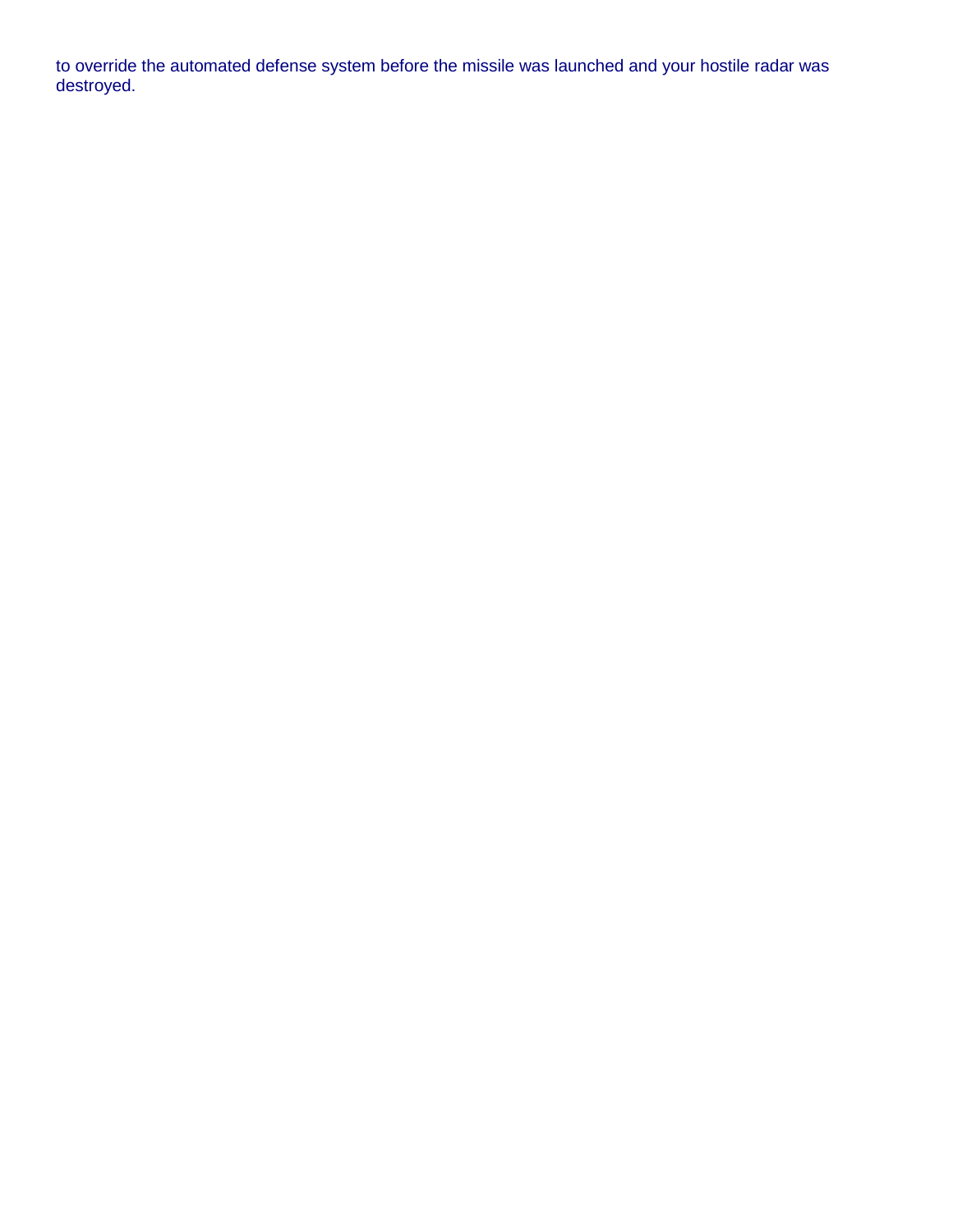to override the automated defense system before the missile was launched and your hostile radar was destroyed.